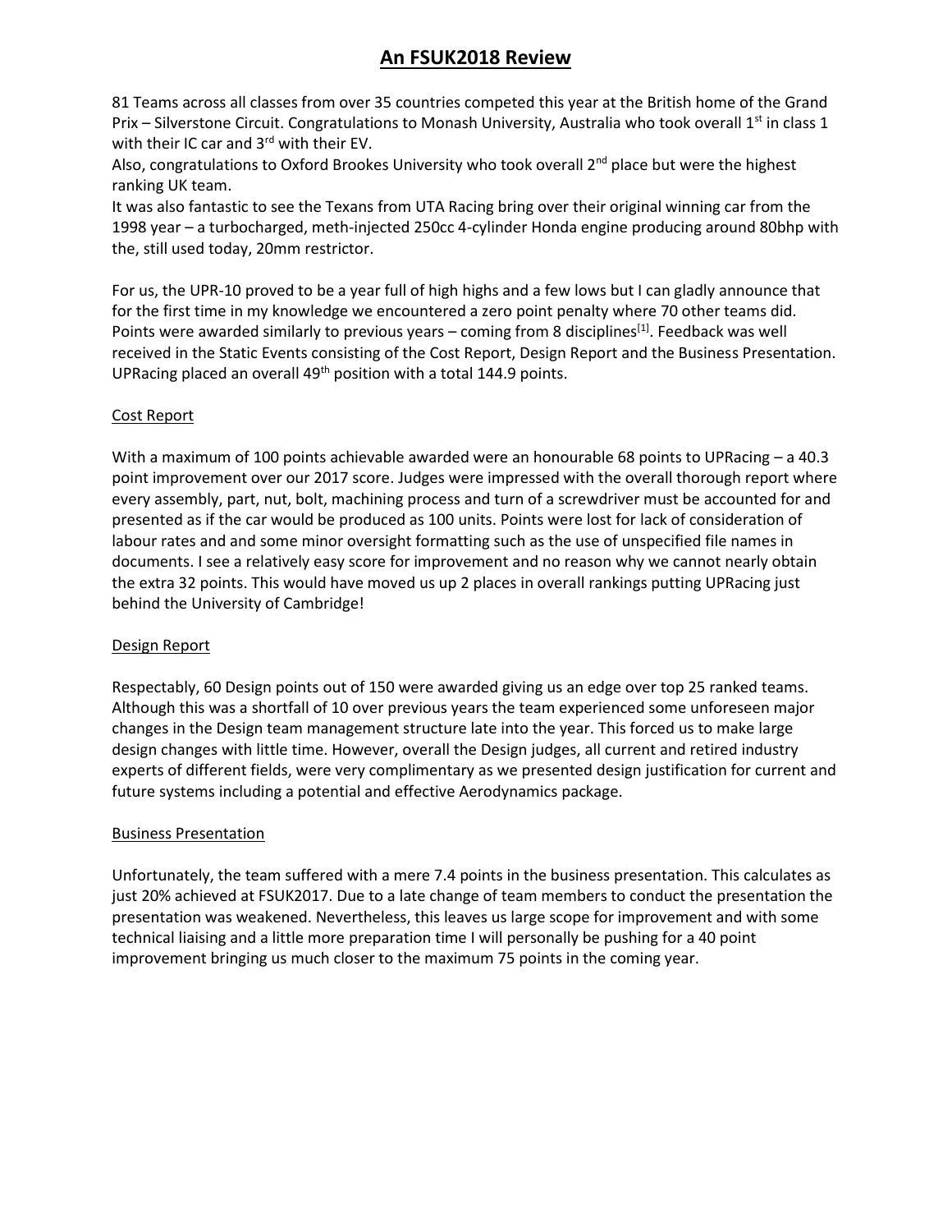# An FSUK2018 Review

81 Teams across all classes from over 35 countries competed this year at the British home of the Grand Prix – Silverstone Circuit. Congratulations to Monash University, Australia who took overall 1st in class 1 with their IC car and 3rd with their EV.

Also, congratulations to Oxford Brookes University who took overall 2nd place but were the highest ranking UK team.

It was also fantastic to see the Texans from UTA Racing bring over their original winning car from the 1998 year – a turbocharged, meth-injected 250cc 4-cylinder Honda engine producing around 80bhp with the, still used today, 20mm restrictor.

For us, the UPR-10 proved to be a year full of high highs and a few lows but I can gladly announce that for the first time in my knowledge we encountered a zero point penalty where 70 other teams did. Points were awarded similarly to previous years – coming from 8 disciplines[1]. Feedback was well received in the Static Events consisting of the Cost Report, Design Report and the Business Presentation. UPRacing placed an overall 49th position with a total 144.9 points.

## Cost Report

With a maximum of 100 points achievable awarded were an honourable 68 points to UPRacing – a 40.3 point improvement over our 2017 score. Judges were impressed with the overall thorough report where every assembly, part, nut, bolt, machining process and turn of a screwdriver must be accounted for and presented as if the car would be produced as 100 units. Points were lost for lack of consideration of labour rates and and some minor oversight formatting such as the use of unspecified file names in documents. I see a relatively easy score for improvement and no reason why we cannot nearly obtain the extra 32 points. This would have moved us up 2 places in overall rankings putting UPRacing just behind the University of Cambridge!

## Design Report

Respectably, 60 Design points out of 150 were awarded giving us an edge over top 25 ranked teams. Although this was a shortfall of 10 over previous years the team experienced some unforeseen major changes in the Design team management structure late into the year. This forced us to make large design changes with little time. However, overall the Design judges, all current and retired industry experts of different fields, were very complimentary as we presented design justification for current and future systems including a potential and effective Aerodynamics package.

## Business Presentation

Unfortunately, the team suffered with a mere 7.4 points in the business presentation. This calculates as just 20% achieved at FSUK2017. Due to a late change of team members to conduct the presentation the presentation was weakened. Nevertheless, this leaves us large scope for improvement and with some technical liaising and a little more preparation time I will personally be pushing for a 40 point improvement bringing us much closer to the maximum 75 points in the coming year.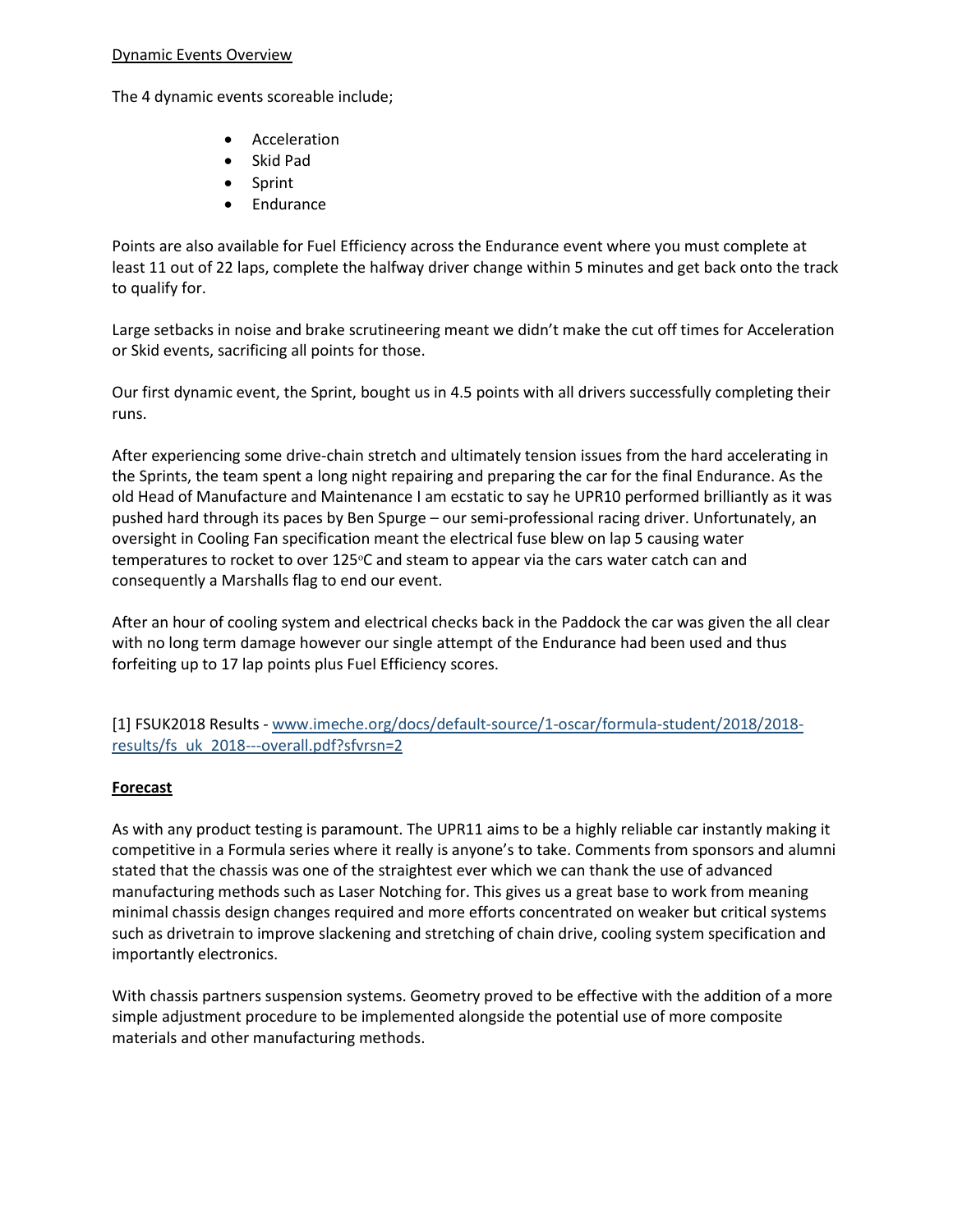Dynamic Events Overview

The 4 dynamic events scoreable include;

- Acceleration
- Skid Pad
- Sprint
- Endurance

Points are also available for Fuel Efficiency across the Endurance event where you must complete at least 11 out of 22 laps, complete the halfway driver change within 5 minutes and get back onto the track to qualify for.

Large setbacks in noise and brake scrutineering meant we didn't make the cut off times for Acceleration or Skid events, sacrificing all points for those.

Our first dynamic event, the Sprint, bought us in 4.5 points with all drivers successfully completing their runs.

After experiencing some drive-chain stretch and ultimately tension issues from the hard accelerating in the Sprints, the team spent a long night repairing and preparing the car for the final Endurance. As the old Head of Manufacture and Maintenance I am ecstatic to say he UPR10 performed brilliantly as it was pushed hard through its paces by Ben Spurge – our semi-professional racing driver. Unfortunately, an oversight in Cooling Fan specification meant the electrical fuse blew on lap 5 causing water temperatures to rocket to over 125$^{o}$C and steam to appear via the cars water catch can and consequently a Marshalls flag to end our event.

After an hour of cooling system and electrical checks back in the Paddock the car was given the all clear with no long term damage however our single attempt of the Endurance had been used and thus forfeiting up to 17 lap points plus Fuel Efficiency scores.

[1] FSUK2018 Results - www.imeche.org/docs/default-source/1-oscar/formula-student/2018/2018-results/fs_uk_2018---overall.pdf?sfvrsn=2

**Forecast**

As with any product testing is paramount. The UPR11 aims to be a highly reliable car instantly making it competitive in a Formula series where it really is anyone's to take. Comments from sponsors and alumni stated that the chassis was one of the straightest ever which we can thank the use of advanced manufacturing methods such as Laser Notching for. This gives us a great base to work from meaning minimal chassis design changes required and more efforts concentrated on weaker but critical systems such as drivetrain to improve slackening and stretching of chain drive, cooling system specification and importantly electronics.

With chassis partners suspension systems. Geometry proved to be effective with the addition of a more simple adjustment procedure to be implemented alongside the potential use of more composite materials and other manufacturing methods.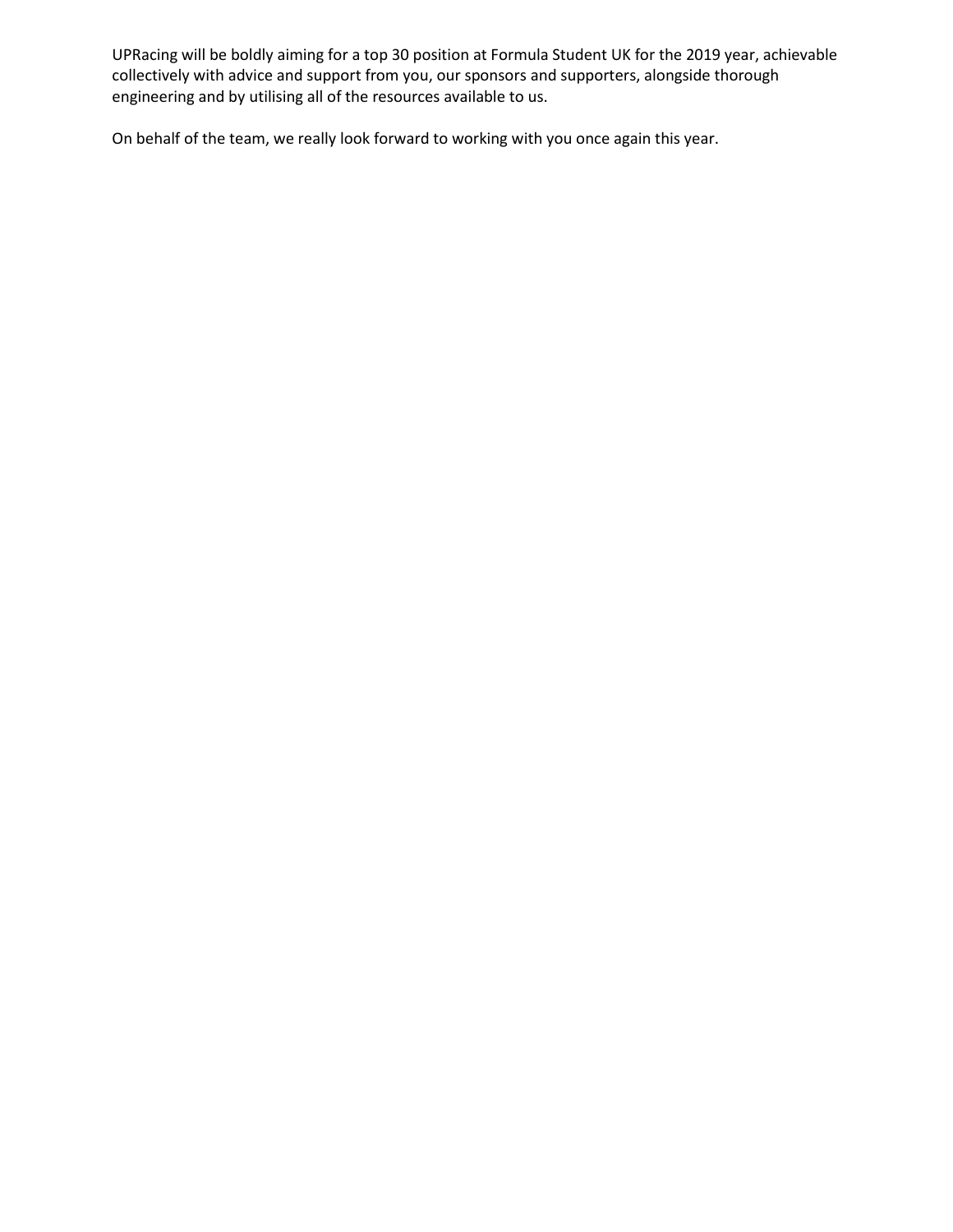UPRacing will be boldly aiming for a top 30 position at Formula Student UK for the 2019 year, achievable collectively with advice and support from you, our sponsors and supporters, alongside thorough engineering and by utilising all of the resources available to us.

On behalf of the team, we really look forward to working with you once again this year.